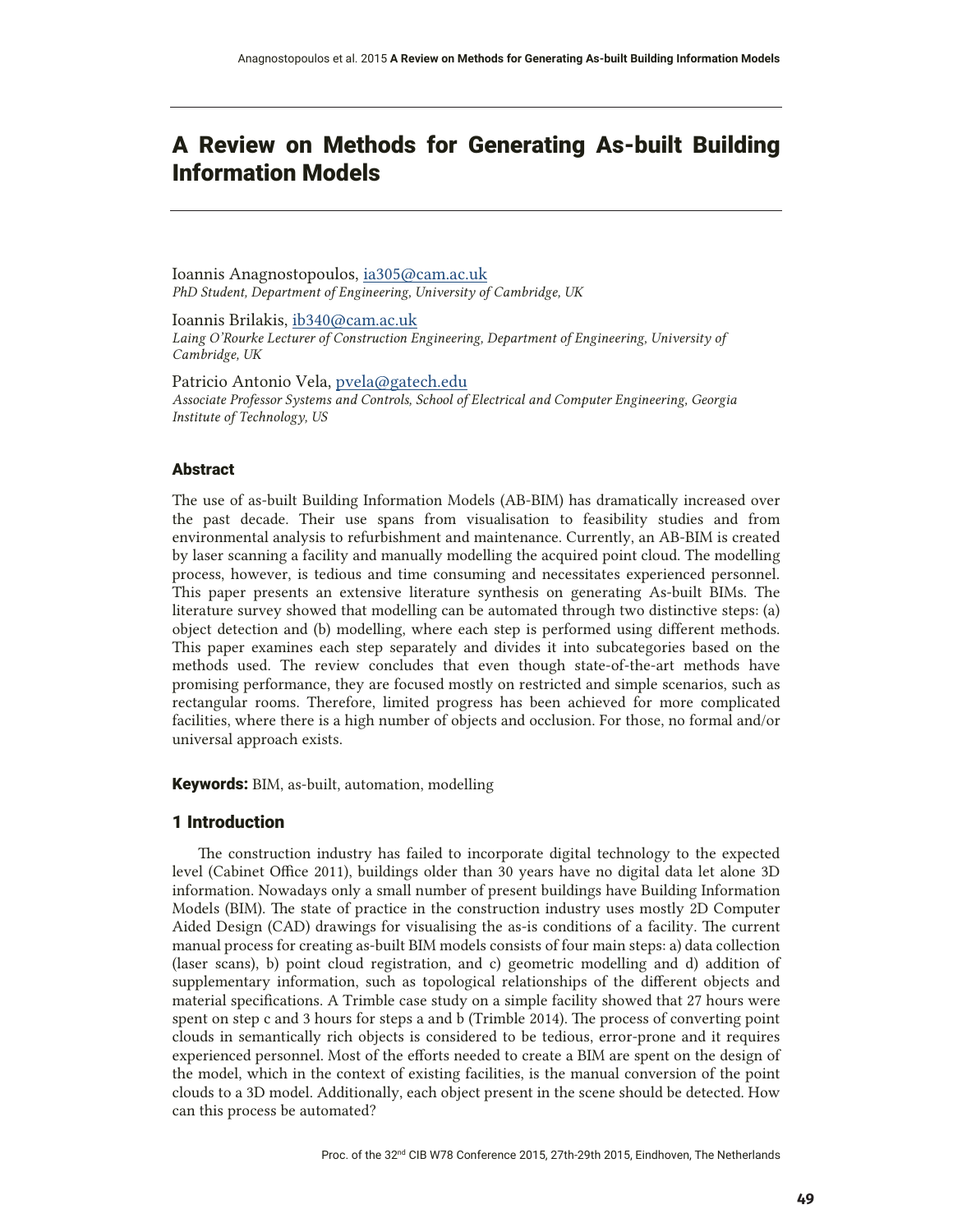# A Review on Methods for Generating As-built Building Information Models

Ioannis Anagnostopoulos, ia305@cam.ac.uk
*PhD Student, Department of Engineering, University of Cambridge, UK*

Ioannis Brilakis, ib340@cam.ac.uk
*Laing O'Rourke Lecturer of Construction Engineering, Department of Engineering, University of Cambridge, UK*

Patricio Antonio Vela, pvela@gatech.edu
*Associate Professor Systems and Controls, School of Electrical and Computer Engineering, Georgia Institute of Technology, US*

## Abstract

The use of as-built Building Information Models (AB-BIM) has dramatically increased over the past decade. Their use spans from visualisation to feasibility studies and from environmental analysis to refurbishment and maintenance. Currently, an AB-BIM is created by laser scanning a facility and manually modelling the acquired point cloud. The modelling process, however, is tedious and time consuming and necessitates experienced personnel. This paper presents an extensive literature synthesis on generating As-built BIMs. The literature survey showed that modelling can be automated through two distinctive steps: (a) object detection and (b) modelling, where each step is performed using different methods. This paper examines each step separately and divides it into subcategories based on the methods used. The review concludes that even though state-of-the-art methods have promising performance, they are focused mostly on restricted and simple scenarios, such as rectangular rooms. Therefore, limited progress has been achieved for more complicated facilities, where there is a high number of objects and occlusion. For those, no formal and/or universal approach exists.

**Keywords:** BIM, as-built, automation, modelling

## 1 Introduction

The construction industry has failed to incorporate digital technology to the expected level (Cabinet Office 2011), buildings older than 30 years have no digital data let alone 3D information. Nowadays only a small number of present buildings have Building Information Models (BIM). The state of practice in the construction industry uses mostly 2D Computer Aided Design (CAD) drawings for visualising the as-is conditions of a facility. The current manual process for creating as-built BIM models consists of four main steps: a) data collection (laser scans), b) point cloud registration, and c) geometric modelling and d) addition of supplementary information, such as topological relationships of the different objects and material specifications. A Trimble case study on a simple facility showed that 27 hours were spent on step c and 3 hours for steps a and b (Trimble 2014). The process of converting point clouds in semantically rich objects is considered to be tedious, error-prone and it requires experienced personnel. Most of the efforts needed to create a BIM are spent on the design of the model, which in the context of existing facilities, is the manual conversion of the point clouds to a 3D model. Additionally, each object present in the scene should be detected. How can this process be automated?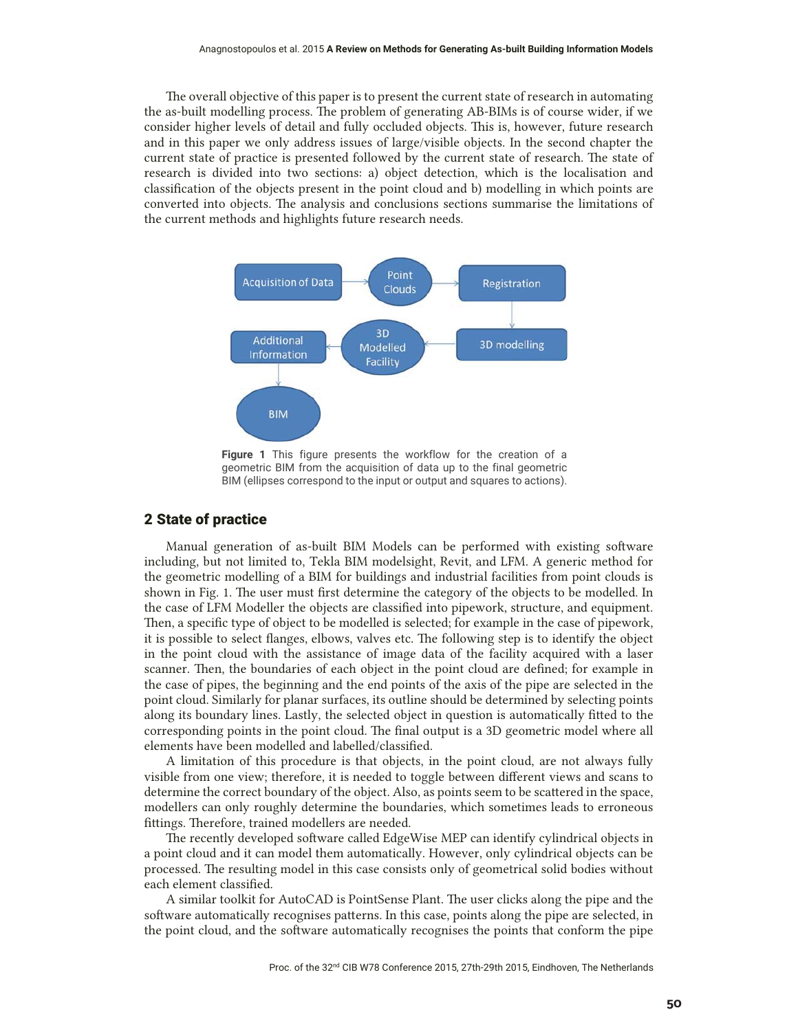The overall objective of this paper is to present the current state of research in automating the as-built modelling process. The problem of generating AB-BIMs is of course wider, if we consider higher levels of detail and fully occluded objects. This is, however, future research and in this paper we only address issues of large/visible objects. In the second chapter the current state of practice is presented followed by the current state of research. The state of research is divided into two sections: a) object detection, which is the localisation and classification of the objects present in the point cloud and b) modelling in which points are converted into objects. The analysis and conclusions sections summarise the limitations of the current methods and highlights future research needs.

**Figure 1** This figure presents the workflow for the creation of a geometric BIM from the acquisition of data up to the final geometric BIM (ellipses correspond to the input or output and squares to actions).

## 2 State of practice

Manual generation of as-built BIM Models can be performed with existing software including, but not limited to, Tekla BIM modelsight, Revit, and LFM. A generic method for the geometric modelling of a BIM for buildings and industrial facilities from point clouds is shown in Fig. 1. The user must first determine the category of the objects to be modelled. In the case of LFM Modeller the objects are classified into pipework, structure, and equipment. Then, a specific type of object to be modelled is selected; for example in the case of pipework, it is possible to select flanges, elbows, valves etc. The following step is to identify the object in the point cloud with the assistance of image data of the facility acquired with a laser scanner. Then, the boundaries of each object in the point cloud are defined; for example in the case of pipes, the beginning and the end points of the axis of the pipe are selected in the point cloud. Similarly for planar surfaces, its outline should be determined by selecting points along its boundary lines. Lastly, the selected object in question is automatically fitted to the corresponding points in the point cloud. The final output is a 3D geometric model where all elements have been modelled and labelled/classified.

A limitation of this procedure is that objects, in the point cloud, are not always fully visible from one view; therefore, it is needed to toggle between different views and scans to determine the correct boundary of the object. Also, as points seem to be scattered in the space, modellers can only roughly determine the boundaries, which sometimes leads to erroneous fittings. Therefore, trained modellers are needed.

The recently developed software called EdgeWise MEP can identify cylindrical objects in a point cloud and it can model them automatically. However, only cylindrical objects can be processed. The resulting model in this case consists only of geometrical solid bodies without each element classified.

A similar toolkit for AutoCAD is PointSense Plant. The user clicks along the pipe and the software automatically recognises patterns. In this case, points along the pipe are selected, in the point cloud, and the software automatically recognises the points that conform the pipe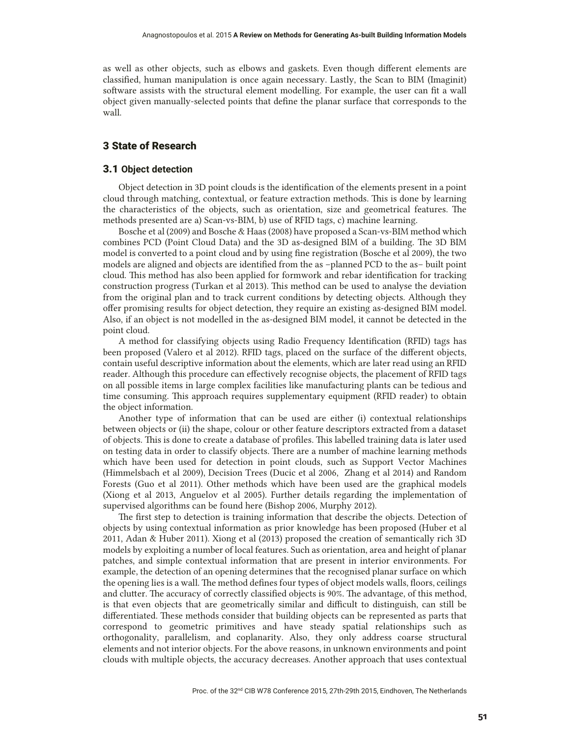as well as other objects, such as elbows and gaskets. Even though different elements are classified, human manipulation is once again necessary. Lastly, the Scan to BIM (Imaginit) software assists with the structural element modelling. For example, the user can fit a wall object given manually-selected points that define the planar surface that corresponds to the wall.

## 3 State of Research

### 3.1 Object detection

Object detection in 3D point clouds is the identification of the elements present in a point cloud through matching, contextual, or feature extraction methods. This is done by learning the characteristics of the objects, such as orientation, size and geometrical features. The methods presented are a) Scan-vs-BIM, b) use of RFID tags, c) machine learning.

Bosche et al (2009) and Bosche & Haas (2008) have proposed a Scan-vs-BIM method which combines PCD (Point Cloud Data) and the 3D as-designed BIM of a building. The 3D BIM model is converted to a point cloud and by using fine registration (Bosche et al 2009), the two models are aligned and objects are identified from the as –planned PCD to the as– built point cloud. This method has also been applied for formwork and rebar identification for tracking construction progress (Turkan et al 2013). This method can be used to analyse the deviation from the original plan and to track current conditions by detecting objects. Although they offer promising results for object detection, they require an existing as-designed BIM model. Also, if an object is not modelled in the as-designed BIM model, it cannot be detected in the point cloud.

A method for classifying objects using Radio Frequency Identification (RFID) tags has been proposed (Valero et al 2012). RFID tags, placed on the surface of the different objects, contain useful descriptive information about the elements, which are later read using an RFID reader. Although this procedure can effectively recognise objects, the placement of RFID tags on all possible items in large complex facilities like manufacturing plants can be tedious and time consuming. This approach requires supplementary equipment (RFID reader) to obtain the object information.

Another type of information that can be used are either (i) contextual relationships between objects or (ii) the shape, colour or other feature descriptors extracted from a dataset of objects. This is done to create a database of profiles. This labelled training data is later used on testing data in order to classify objects. There are a number of machine learning methods which have been used for detection in point clouds, such as Support Vector Machines (Himmelsbach et al 2009), Decision Trees (Ducic et al 2006, Zhang et al 2014) and Random Forests (Guo et al 2011). Other methods which have been used are the graphical models (Xiong et al 2013, Anguelov et al 2005). Further details regarding the implementation of supervised algorithms can be found here (Bishop 2006, Murphy 2012).

The first step to detection is training information that describe the objects. Detection of objects by using contextual information as prior knowledge has been proposed (Huber et al 2011, Adan & Huber 2011). Xiong et al (2013) proposed the creation of semantically rich 3D models by exploiting a number of local features. Such as orientation, area and height of planar patches, and simple contextual information that are present in interior environments. For example, the detection of an opening determines that the recognised planar surface on which the opening lies is a wall. The method defines four types of object models walls, floors, ceilings and clutter. The accuracy of correctly classified objects is 90%. The advantage, of this method, is that even objects that are geometrically similar and difficult to distinguish, can still be differentiated. These methods consider that building objects can be represented as parts that correspond to geometric primitives and have steady spatial relationships such as orthogonality, parallelism, and coplanarity. Also, they only address coarse structural elements and not interior objects. For the above reasons, in unknown environments and point clouds with multiple objects, the accuracy decreases. Another approach that uses contextual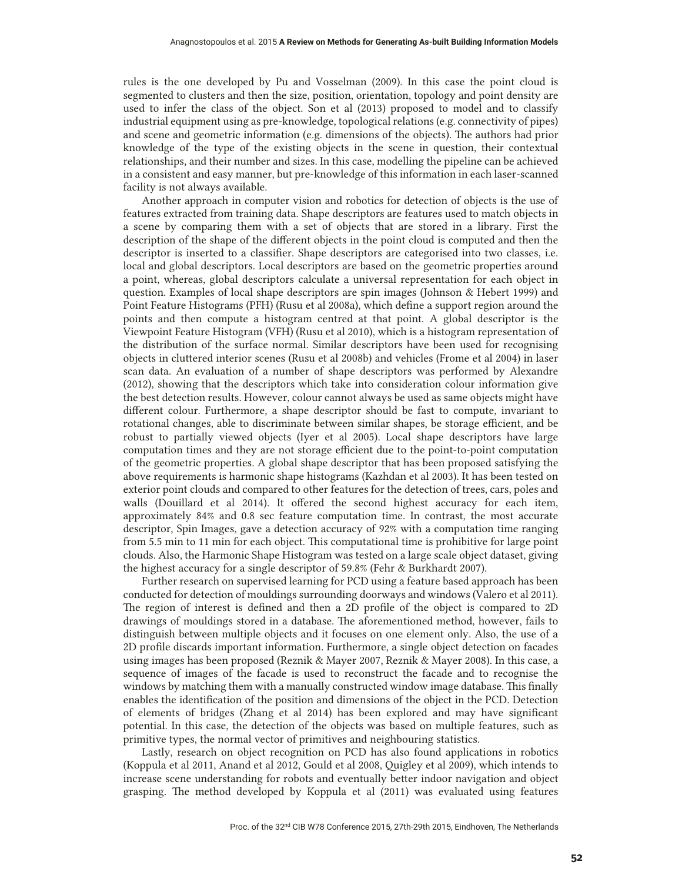rules is the one developed by Pu and Vosselman (2009). In this case the point cloud is segmented to clusters and then the size, position, orientation, topology and point density are used to infer the class of the object. Son et al (2013) proposed to model and to classify industrial equipment using as pre-knowledge, topological relations (e.g. connectivity of pipes) and scene and geometric information (e.g. dimensions of the objects). The authors had prior knowledge of the type of the existing objects in the scene in question, their contextual relationships, and their number and sizes. In this case, modelling the pipeline can be achieved in a consistent and easy manner, but pre-knowledge of this information in each laser-scanned facility is not always available.

Another approach in computer vision and robotics for detection of objects is the use of features extracted from training data. Shape descriptors are features used to match objects in a scene by comparing them with a set of objects that are stored in a library. First the description of the shape of the different objects in the point cloud is computed and then the descriptor is inserted to a classifier. Shape descriptors are categorised into two classes, i.e. local and global descriptors. Local descriptors are based on the geometric properties around a point, whereas, global descriptors calculate a universal representation for each object in question. Examples of local shape descriptors are spin images (Johnson & Hebert 1999) and Point Feature Histograms (PFH) (Rusu et al 2008a), which define a support region around the points and then compute a histogram centred at that point. A global descriptor is the Viewpoint Feature Histogram (VFH) (Rusu et al 2010), which is a histogram representation of the distribution of the surface normal. Similar descriptors have been used for recognising objects in cluttered interior scenes (Rusu et al 2008b) and vehicles (Frome et al 2004) in laser scan data. An evaluation of a number of shape descriptors was performed by Alexandre (2012), showing that the descriptors which take into consideration colour information give the best detection results. However, colour cannot always be used as same objects might have different colour. Furthermore, a shape descriptor should be fast to compute, invariant to rotational changes, able to discriminate between similar shapes, be storage efficient, and be robust to partially viewed objects (Iyer et al 2005). Local shape descriptors have large computation times and they are not storage efficient due to the point-to-point computation of the geometric properties. A global shape descriptor that has been proposed satisfying the above requirements is harmonic shape histograms (Kazhdan et al 2003). It has been tested on exterior point clouds and compared to other features for the detection of trees, cars, poles and walls (Douillard et al 2014). It offered the second highest accuracy for each item, approximately 84% and 0.8 sec feature computation time. In contrast, the most accurate descriptor, Spin Images, gave a detection accuracy of 92% with a computation time ranging from 5.5 min to 11 min for each object. This computational time is prohibitive for large point clouds. Also, the Harmonic Shape Histogram was tested on a large scale object dataset, giving the highest accuracy for a single descriptor of 59.8% (Fehr & Burkhardt 2007).

Further research on supervised learning for PCD using a feature based approach has been conducted for detection of mouldings surrounding doorways and windows (Valero et al 2011). The region of interest is defined and then a 2D profile of the object is compared to 2D drawings of mouldings stored in a database. The aforementioned method, however, fails to distinguish between multiple objects and it focuses on one element only. Also, the use of a 2D profile discards important information. Furthermore, a single object detection on facades using images has been proposed (Reznik & Mayer 2007, Reznik & Mayer 2008). In this case, a sequence of images of the facade is used to reconstruct the facade and to recognise the windows by matching them with a manually constructed window image database. This finally enables the identification of the position and dimensions of the object in the PCD. Detection of elements of bridges (Zhang et al 2014) has been explored and may have significant potential. In this case, the detection of the objects was based on multiple features, such as primitive types, the normal vector of primitives and neighbouring statistics.

Lastly, research on object recognition on PCD has also found applications in robotics (Koppula et al 2011, Anand et al 2012, Gould et al 2008, Quigley et al 2009), which intends to increase scene understanding for robots and eventually better indoor navigation and object grasping. The method developed by Koppula et al (2011) was evaluated using features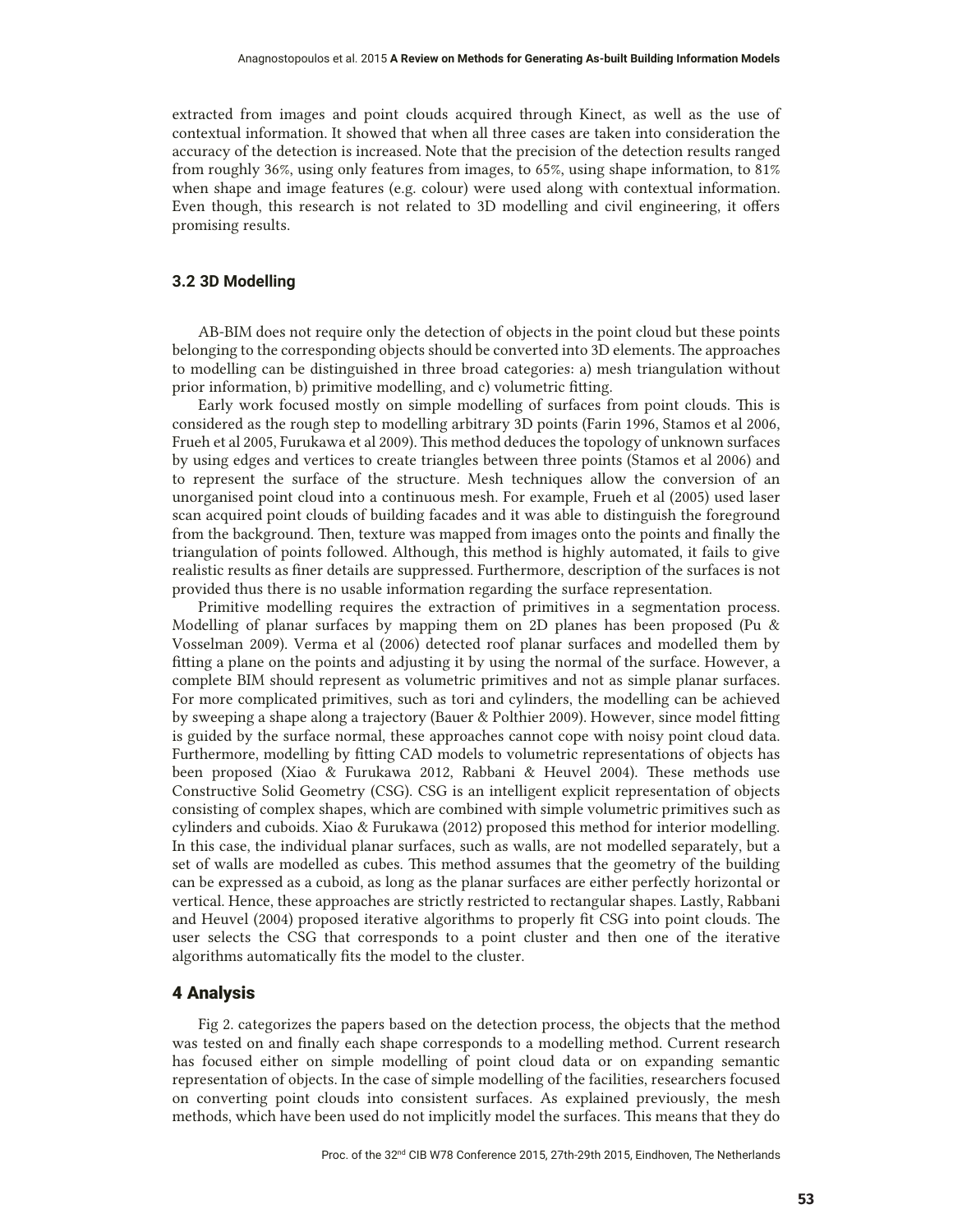extracted from images and point clouds acquired through Kinect, as well as the use of contextual information. It showed that when all three cases are taken into consideration the accuracy of the detection is increased. Note that the precision of the detection results ranged from roughly 36%, using only features from images, to 65%, using shape information, to 81% when shape and image features (e.g. colour) were used along with contextual information. Even though, this research is not related to 3D modelling and civil engineering, it offers promising results.

### 3.2 3D Modelling

AB-BIM does not require only the detection of objects in the point cloud but these points belonging to the corresponding objects should be converted into 3D elements. The approaches to modelling can be distinguished in three broad categories: a) mesh triangulation without prior information, b) primitive modelling, and c) volumetric fitting.

Early work focused mostly on simple modelling of surfaces from point clouds. This is considered as the rough step to modelling arbitrary 3D points (Farin 1996, Stamos et al 2006, Frueh et al 2005, Furukawa et al 2009). This method deduces the topology of unknown surfaces by using edges and vertices to create triangles between three points (Stamos et al 2006) and to represent the surface of the structure. Mesh techniques allow the conversion of an unorganised point cloud into a continuous mesh. For example, Frueh et al (2005) used laser scan acquired point clouds of building facades and it was able to distinguish the foreground from the background. Then, texture was mapped from images onto the points and finally the triangulation of points followed. Although, this method is highly automated, it fails to give realistic results as finer details are suppressed. Furthermore, description of the surfaces is not provided thus there is no usable information regarding the surface representation.

Primitive modelling requires the extraction of primitives in a segmentation process. Modelling of planar surfaces by mapping them on 2D planes has been proposed (Pu & Vosselman 2009). Verma et al (2006) detected roof planar surfaces and modelled them by fitting a plane on the points and adjusting it by using the normal of the surface. However, a complete BIM should represent as volumetric primitives and not as simple planar surfaces. For more complicated primitives, such as tori and cylinders, the modelling can be achieved by sweeping a shape along a trajectory (Bauer & Polthier 2009). However, since model fitting is guided by the surface normal, these approaches cannot cope with noisy point cloud data. Furthermore, modelling by fitting CAD models to volumetric representations of objects has been proposed (Xiao & Furukawa 2012, Rabbani & Heuvel 2004). These methods use Constructive Solid Geometry (CSG). CSG is an intelligent explicit representation of objects consisting of complex shapes, which are combined with simple volumetric primitives such as cylinders and cuboids. Xiao & Furukawa (2012) proposed this method for interior modelling. In this case, the individual planar surfaces, such as walls, are not modelled separately, but a set of walls are modelled as cubes. This method assumes that the geometry of the building can be expressed as a cuboid, as long as the planar surfaces are either perfectly horizontal or vertical. Hence, these approaches are strictly restricted to rectangular shapes. Lastly, Rabbani and Heuvel (2004) proposed iterative algorithms to properly fit CSG into point clouds. The user selects the CSG that corresponds to a point cluster and then one of the iterative algorithms automatically fits the model to the cluster.

## 4 Analysis

Fig 2. categorizes the papers based on the detection process, the objects that the method was tested on and finally each shape corresponds to a modelling method. Current research has focused either on simple modelling of point cloud data or on expanding semantic representation of objects. In the case of simple modelling of the facilities, researchers focused on converting point clouds into consistent surfaces. As explained previously, the mesh methods, which have been used do not implicitly model the surfaces. This means that they do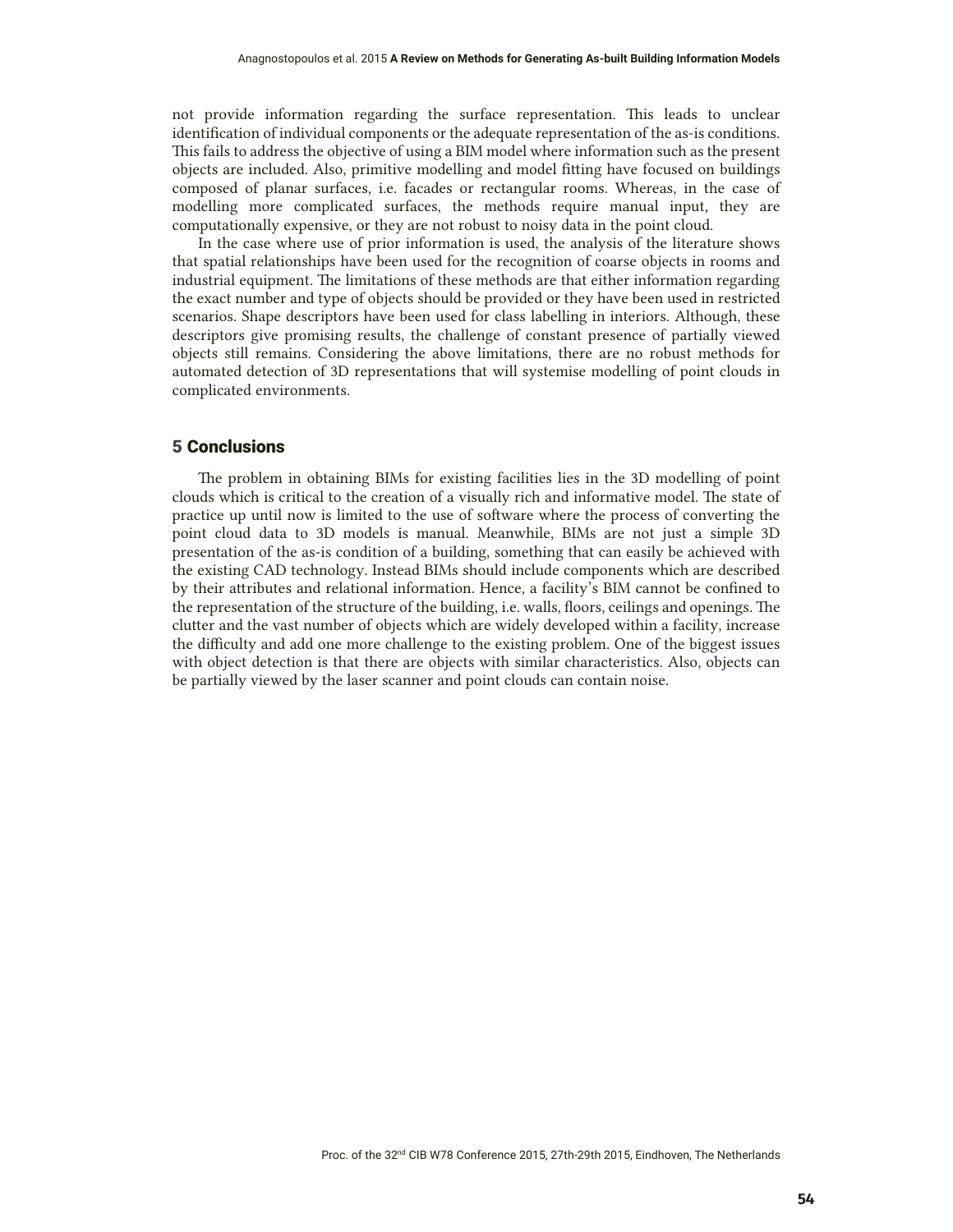not provide information regarding the surface representation. This leads to unclear identification of individual components or the adequate representation of the as-is conditions. This fails to address the objective of using a BIM model where information such as the present objects are included. Also, primitive modelling and model fitting have focused on buildings composed of planar surfaces, i.e. facades or rectangular rooms. Whereas, in the case of modelling more complicated surfaces, the methods require manual input, they are computationally expensive, or they are not robust to noisy data in the point cloud.

In the case where use of prior information is used, the analysis of the literature shows that spatial relationships have been used for the recognition of coarse objects in rooms and industrial equipment. The limitations of these methods are that either information regarding the exact number and type of objects should be provided or they have been used in restricted scenarios. Shape descriptors have been used for class labelling in interiors. Although, these descriptors give promising results, the challenge of constant presence of partially viewed objects still remains. Considering the above limitations, there are no robust methods for automated detection of 3D representations that will systemise modelling of point clouds in complicated environments.

## 5 Conclusions

The problem in obtaining BIMs for existing facilities lies in the 3D modelling of point clouds which is critical to the creation of a visually rich and informative model. The state of practice up until now is limited to the use of software where the process of converting the point cloud data to 3D models is manual. Meanwhile, BIMs are not just a simple 3D presentation of the as-is condition of a building, something that can easily be achieved with the existing CAD technology. Instead BIMs should include components which are described by their attributes and relational information. Hence, a facility's BIM cannot be confined to the representation of the structure of the building, i.e. walls, floors, ceilings and openings. The clutter and the vast number of objects which are widely developed within a facility, increase the difficulty and add one more challenge to the existing problem. One of the biggest issues with object detection is that there are objects with similar characteristics. Also, objects can be partially viewed by the laser scanner and point clouds can contain noise.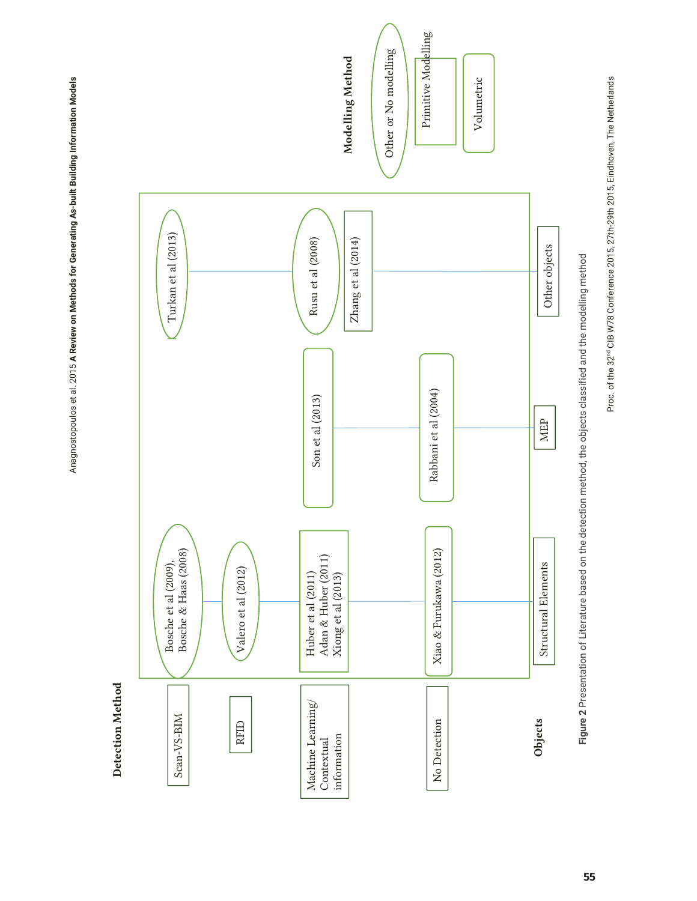| Detection Method | Structural Elements | MEP | Other objects |
|---|---|---|---|
| Scan-VS-BIM | Bosche et al (2009), Bosche & Haas (2008) | | Turkan et al (2013) |
| RFID | Valero et al (2012) | | |
| Machine Learning/ Contextual information | Huber et al (2011), Adan & Huber (2011), Xiong et al (2013) | Son et al (2013) | Rusu et al (2008), Zhang et al (2014) |
| No Detection | Xiao & Furukawa (2012) | Rabbani et al (2004) | |

**Modelling Method**

- Other or No modelling: Bosche et al (2009), Bosche & Haas (2008); Valero et al (2012); Turkan et al (2013); Rusu et al (2008)
- Primitive Modelling: Huber et al (2011), Adan & Huber (2011), Xiong et al (2013); Zhang et al (2014)
- Volumetric: Xiao & Furukawa (2012); Son et al (2013); Rabbani et al (2004)

**Figure 2** Presentation of Literature based on the detection method, the objects classified and the modelling method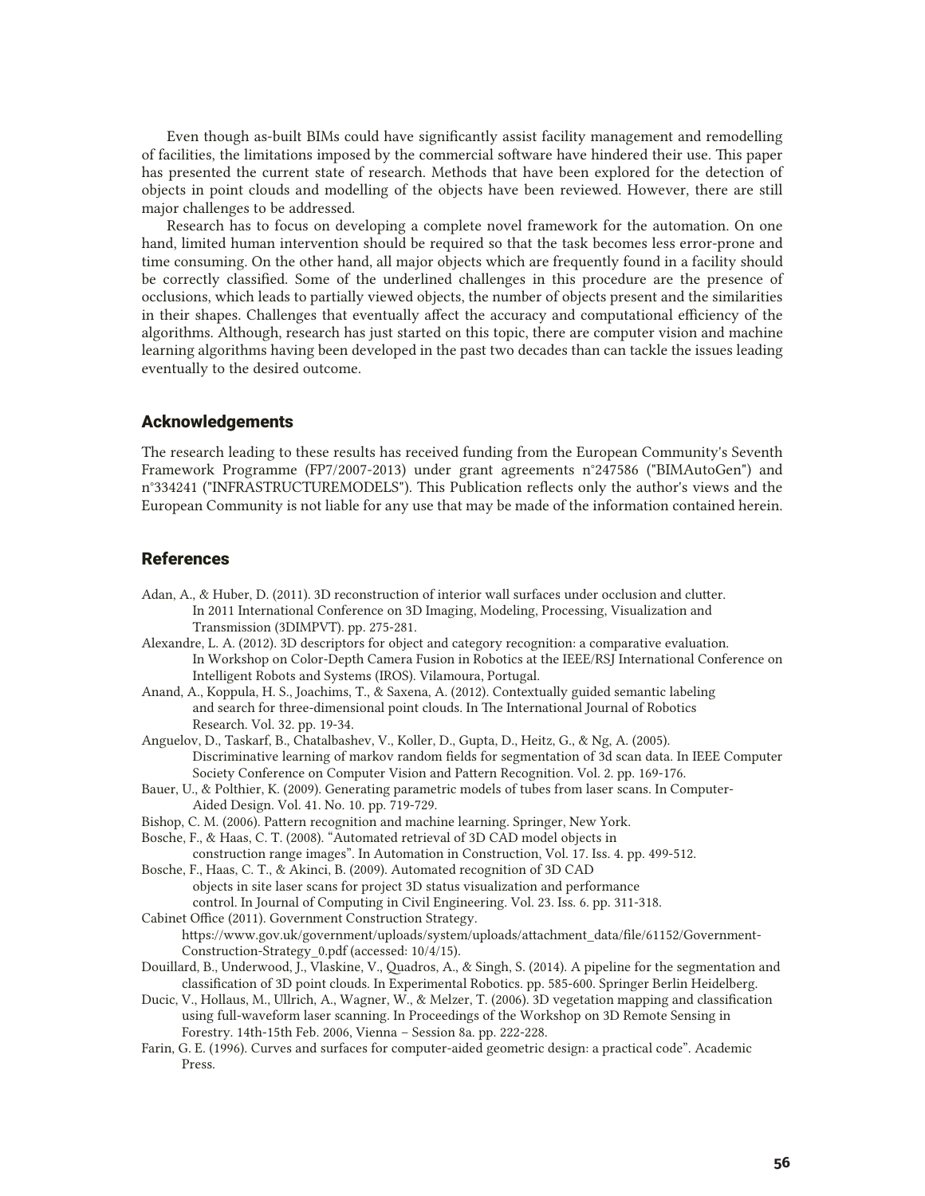Even though as-built BIMs could have significantly assist facility management and remodelling of facilities, the limitations imposed by the commercial software have hindered their use. This paper has presented the current state of research. Methods that have been explored for the detection of objects in point clouds and modelling of the objects have been reviewed. However, there are still major challenges to be addressed.

Research has to focus on developing a complete novel framework for the automation. On one hand, limited human intervention should be required so that the task becomes less error-prone and time consuming. On the other hand, all major objects which are frequently found in a facility should be correctly classified. Some of the underlined challenges in this procedure are the presence of occlusions, which leads to partially viewed objects, the number of objects present and the similarities in their shapes. Challenges that eventually affect the accuracy and computational efficiency of the algorithms. Although, research has just started on this topic, there are computer vision and machine learning algorithms having been developed in the past two decades than can tackle the issues leading eventually to the desired outcome.

## Acknowledgements

The research leading to these results has received funding from the European Community's Seventh Framework Programme (FP7/2007-2013) under grant agreements n°247586 ("BIMAutoGen") and n°334241 ("INFRASTRUCTUREMODELS"). This Publication reflects only the author's views and the European Community is not liable for any use that may be made of the information contained herein.

## References

Adan, A., & Huber, D. (2011). 3D reconstruction of interior wall surfaces under occlusion and clutter. In 2011 International Conference on 3D Imaging, Modeling, Processing, Visualization and Transmission (3DIMPVT). pp. 275-281.

Alexandre, L. A. (2012). 3D descriptors for object and category recognition: a comparative evaluation. In Workshop on Color-Depth Camera Fusion in Robotics at the IEEE/RSJ International Conference on Intelligent Robots and Systems (IROS). Vilamoura, Portugal.

Anand, A., Koppula, H. S., Joachims, T., & Saxena, A. (2012). Contextually guided semantic labeling and search for three-dimensional point clouds. In The International Journal of Robotics Research. Vol. 32. pp. 19-34.

Anguelov, D., Taskarf, B., Chatalbashev, V., Koller, D., Gupta, D., Heitz, G., & Ng, A. (2005). Discriminative learning of markov random fields for segmentation of 3d scan data. In IEEE Computer Society Conference on Computer Vision and Pattern Recognition. Vol. 2. pp. 169-176.

Bauer, U., & Polthier, K. (2009). Generating parametric models of tubes from laser scans. In Computer-Aided Design. Vol. 41. No. 10. pp. 719-729.

Bishop, C. M. (2006). Pattern recognition and machine learning. Springer, New York.

Bosche, F., & Haas, C. T. (2008). "Automated retrieval of 3D CAD model objects in construction range images". In Automation in Construction, Vol. 17. Iss. 4. pp. 499-512.

Bosche, F., Haas, C. T., & Akinci, B. (2009). Automated recognition of 3D CAD objects in site laser scans for project 3D status visualization and performance control. In Journal of Computing in Civil Engineering. Vol. 23. Iss. 6. pp. 311-318.

Cabinet Office (2011). Government Construction Strategy. https://www.gov.uk/government/uploads/system/uploads/attachment_data/file/61152/Government-Construction-Strategy_0.pdf (accessed: 10/4/15).

Douillard, B., Underwood, J., Vlaskine, V., Quadros, A., & Singh, S. (2014). A pipeline for the segmentation and classification of 3D point clouds. In Experimental Robotics. pp. 585-600. Springer Berlin Heidelberg.

Ducic, V., Hollaus, M., Ullrich, A., Wagner, W., & Melzer, T. (2006). 3D vegetation mapping and classification using full-waveform laser scanning. In Proceedings of the Workshop on 3D Remote Sensing in Forestry. 14th-15th Feb. 2006, Vienna – Session 8a. pp. 222-228.

Farin, G. E. (1996). Curves and surfaces for computer-aided geometric design: a practical code". Academic Press.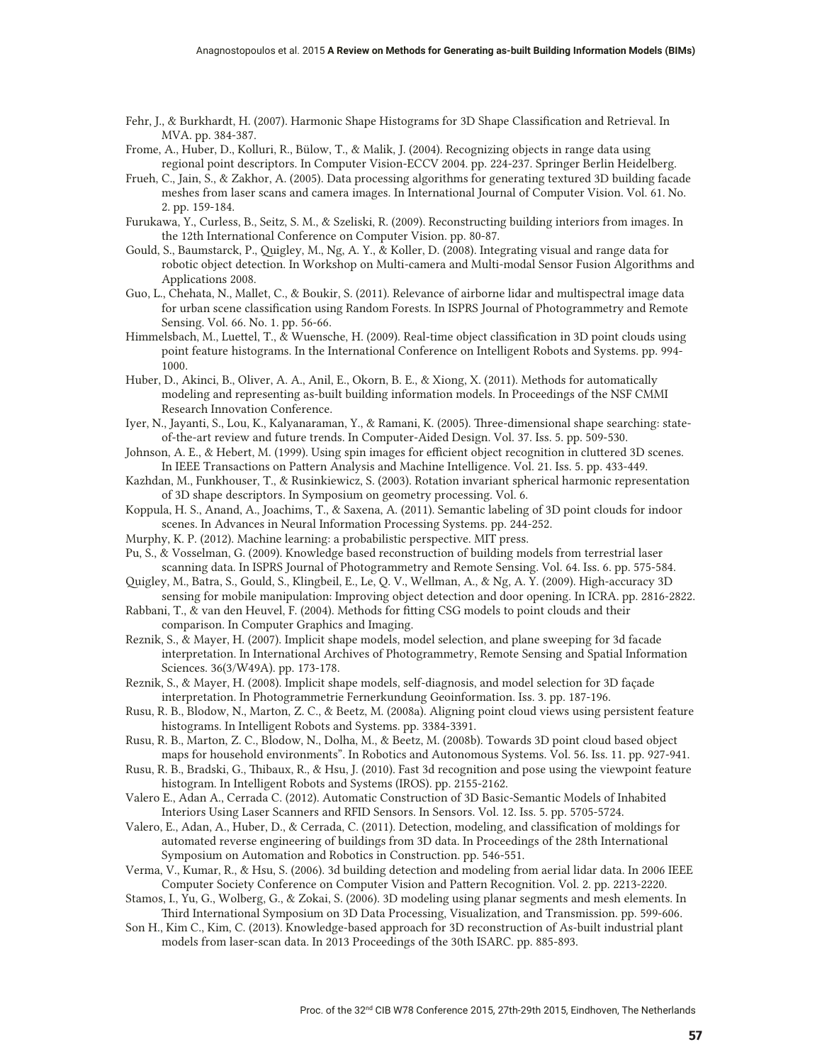Fehr, J., & Burkhardt, H. (2007). Harmonic Shape Histograms for 3D Shape Classification and Retrieval. In MVA. pp. 384-387.

Frome, A., Huber, D., Kolluri, R., Bülow, T., & Malik, J. (2004). Recognizing objects in range data using regional point descriptors. In Computer Vision-ECCV 2004. pp. 224-237. Springer Berlin Heidelberg.

Frueh, C., Jain, S., & Zakhor, A. (2005). Data processing algorithms for generating textured 3D building facade meshes from laser scans and camera images. In International Journal of Computer Vision. Vol. 61. No. 2. pp. 159-184.

Furukawa, Y., Curless, B., Seitz, S. M., & Szeliski, R. (2009). Reconstructing building interiors from images. In the 12th International Conference on Computer Vision. pp. 80-87.

Gould, S., Baumstarck, P., Quigley, M., Ng, A. Y., & Koller, D. (2008). Integrating visual and range data for robotic object detection. In Workshop on Multi-camera and Multi-modal Sensor Fusion Algorithms and Applications 2008.

Guo, L., Chehata, N., Mallet, C., & Boukir, S. (2011). Relevance of airborne lidar and multispectral image data for urban scene classification using Random Forests. In ISPRS Journal of Photogrammetry and Remote Sensing. Vol. 66. No. 1. pp. 56-66.

Himmelsbach, M., Luettel, T., & Wuensche, H. (2009). Real-time object classification in 3D point clouds using point feature histograms. In the International Conference on Intelligent Robots and Systems. pp. 994-1000.

Huber, D., Akinci, B., Oliver, A. A., Anil, E., Okorn, B. E., & Xiong, X. (2011). Methods for automatically modeling and representing as-built building information models. In Proceedings of the NSF CMMI Research Innovation Conference.

Iyer, N., Jayanti, S., Lou, K., Kalyanaraman, Y., & Ramani, K. (2005). Three-dimensional shape searching: state-of-the-art review and future trends. In Computer-Aided Design. Vol. 37. Iss. 5. pp. 509-530.

Johnson, A. E., & Hebert, M. (1999). Using spin images for efficient object recognition in cluttered 3D scenes. In IEEE Transactions on Pattern Analysis and Machine Intelligence. Vol. 21. Iss. 5. pp. 433-449.

Kazhdan, M., Funkhouser, T., & Rusinkiewicz, S. (2003). Rotation invariant spherical harmonic representation of 3D shape descriptors. In Symposium on geometry processing. Vol. 6.

Koppula, H. S., Anand, A., Joachims, T., & Saxena, A. (2011). Semantic labeling of 3D point clouds for indoor scenes. In Advances in Neural Information Processing Systems. pp. 244-252.

Murphy, K. P. (2012). Machine learning: a probabilistic perspective. MIT press.

Pu, S., & Vosselman, G. (2009). Knowledge based reconstruction of building models from terrestrial laser scanning data. In ISPRS Journal of Photogrammetry and Remote Sensing. Vol. 64. Iss. 6. pp. 575-584.

Quigley, M., Batra, S., Gould, S., Klingbeil, E., Le, Q. V., Wellman, A., & Ng, A. Y. (2009). High-accuracy 3D sensing for mobile manipulation: Improving object detection and door opening. In ICRA. pp. 2816-2822.

Rabbani, T., & van den Heuvel, F. (2004). Methods for fitting CSG models to point clouds and their comparison. In Computer Graphics and Imaging.

Reznik, S., & Mayer, H. (2007). Implicit shape models, model selection, and plane sweeping for 3d facade interpretation. In International Archives of Photogrammetry, Remote Sensing and Spatial Information Sciences. 36(3/W49A). pp. 173-178.

Reznik, S., & Mayer, H. (2008). Implicit shape models, self-diagnosis, and model selection for 3D façade interpretation. In Photogrammetrie Fernerkundung Geoinformation. Iss. 3. pp. 187-196.

Rusu, R. B., Blodow, N., Marton, Z. C., & Beetz, M. (2008a). Aligning point cloud views using persistent feature histograms. In Intelligent Robots and Systems. pp. 3384-3391.

Rusu, R. B., Marton, Z. C., Blodow, N., Dolha, M., & Beetz, M. (2008b). Towards 3D point cloud based object maps for household environments". In Robotics and Autonomous Systems. Vol. 56. Iss. 11. pp. 927-941.

Rusu, R. B., Bradski, G., Thibaux, R., & Hsu, J. (2010). Fast 3d recognition and pose using the viewpoint feature histogram. In Intelligent Robots and Systems (IROS). pp. 2155-2162.

Valero E., Adan A., Cerrada C. (2012). Automatic Construction of 3D Basic-Semantic Models of Inhabited Interiors Using Laser Scanners and RFID Sensors. In Sensors. Vol. 12. Iss. 5. pp. 5705-5724.

Valero, E., Adan, A., Huber, D., & Cerrada, C. (2011). Detection, modeling, and classification of moldings for automated reverse engineering of buildings from 3D data. In Proceedings of the 28th International Symposium on Automation and Robotics in Construction. pp. 546-551.

Verma, V., Kumar, R., & Hsu, S. (2006). 3d building detection and modeling from aerial lidar data. In 2006 IEEE Computer Society Conference on Computer Vision and Pattern Recognition. Vol. 2. pp. 2213-2220.

Stamos, I., Yu, G., Wolberg, G., & Zokai, S. (2006). 3D modeling using planar segments and mesh elements. In Third International Symposium on 3D Data Processing, Visualization, and Transmission. pp. 599-606.

Son H., Kim C., Kim, C. (2013). Knowledge-based approach for 3D reconstruction of As-built industrial plant models from laser-scan data. In 2013 Proceedings of the 30th ISARC. pp. 885-893.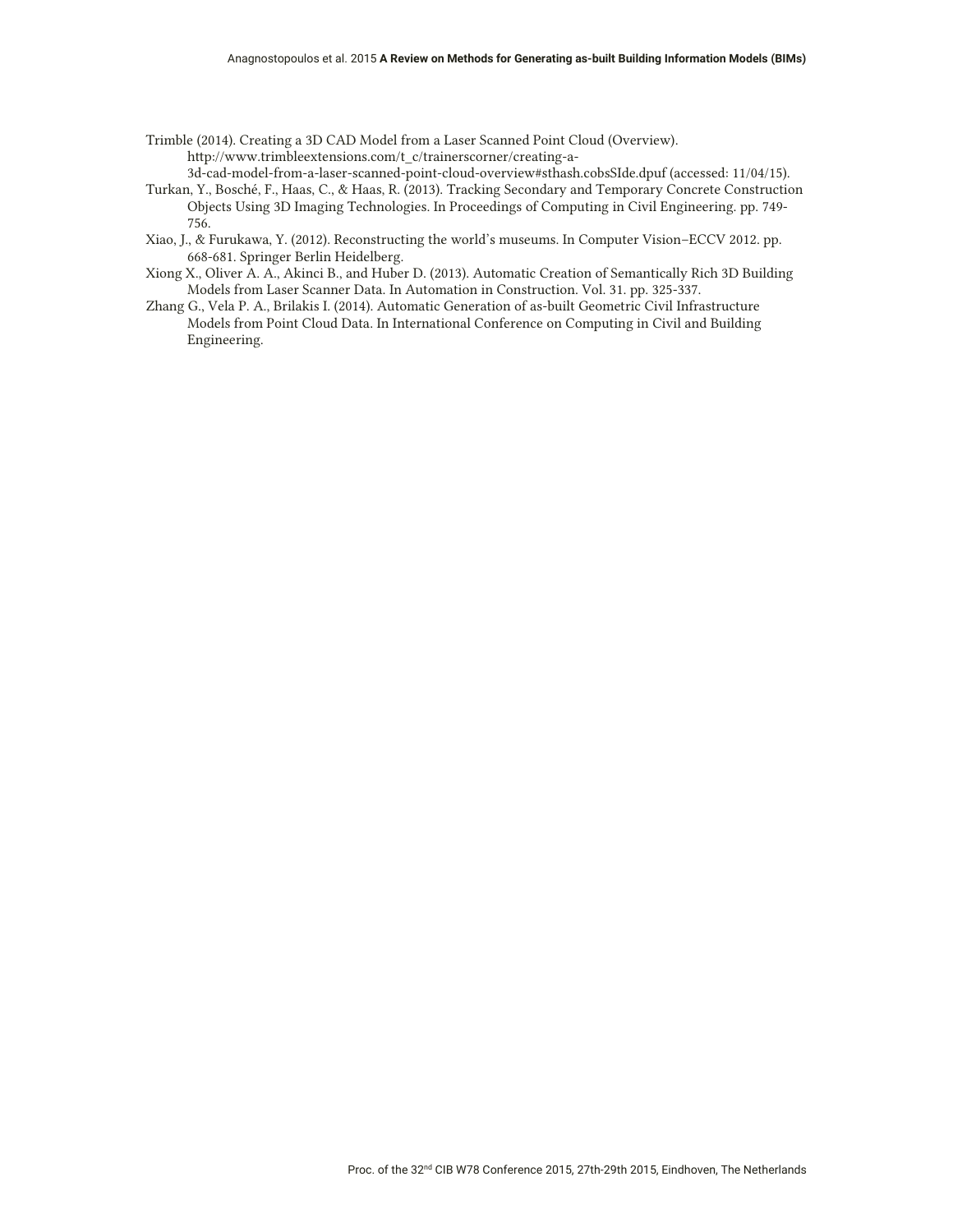Trimble (2014). Creating a 3D CAD Model from a Laser Scanned Point Cloud (Overview). http://www.trimbleextensions.com/t_c/trainerscorner/creating-a-3d-cad-model-from-a-laser-scanned-point-cloud-overview#sthash.cobsSIde.dpuf (accessed: 11/04/15).

Turkan, Y., Bosché, F., Haas, C., & Haas, R. (2013). Tracking Secondary and Temporary Concrete Construction Objects Using 3D Imaging Technologies. In Proceedings of Computing in Civil Engineering. pp. 749-756.

Xiao, J., & Furukawa, Y. (2012). Reconstructing the world's museums. In Computer Vision–ECCV 2012. pp. 668-681. Springer Berlin Heidelberg.

Xiong X., Oliver A. A., Akinci B., and Huber D. (2013). Automatic Creation of Semantically Rich 3D Building Models from Laser Scanner Data. In Automation in Construction. Vol. 31. pp. 325-337.

Zhang G., Vela P. A., Brilakis I. (2014). Automatic Generation of as-built Geometric Civil Infrastructure Models from Point Cloud Data. In International Conference on Computing in Civil and Building Engineering.